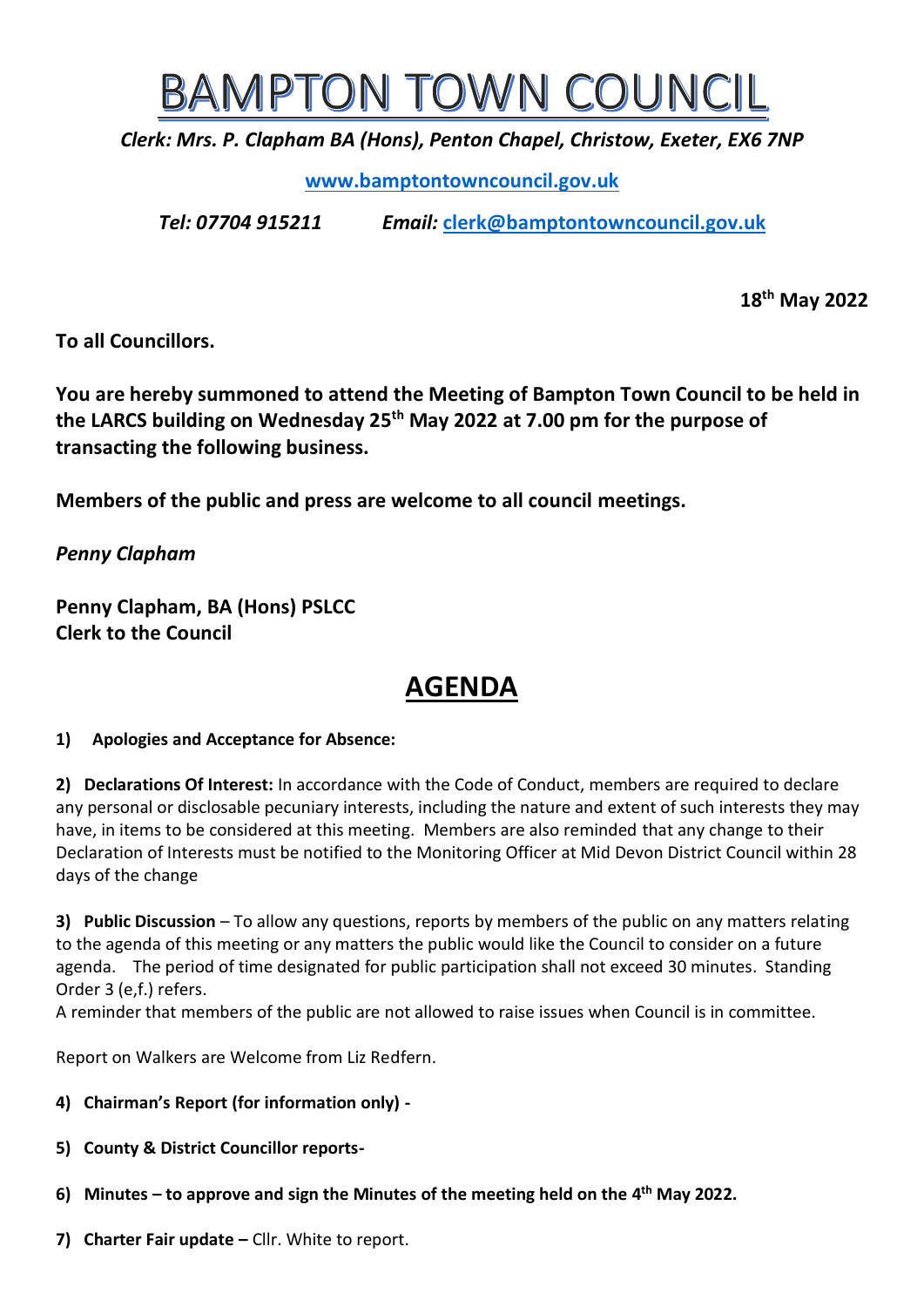# BAMPTON TOWN COUNCIL

*Clerk: Mrs. P. Clapham BA (Hons), Penton Chapel, Christow, Exeter, EX6 7NP*

**www.bamptontowncouncil.gov.uk**

*Tel: 07704 915211* *Email:* **clerk@bamptontowncouncil.gov.uk**

**18th May 2022**

**To all Councillors.**

**You are hereby summoned to attend the Meeting of Bampton Town Council to be held in the LARCS building on Wednesday 25th May 2022 at 7.00 pm for the purpose of transacting the following business.**

**Members of the public and press are welcome to all council meetings.**

*Penny Clapham*

**Penny Clapham, BA (Hons) PSLCC**
**Clerk to the Council**

## AGENDA

**1) Apologies and Acceptance for Absence:**

**2) Declarations Of Interest:** In accordance with the Code of Conduct, members are required to declare any personal or disclosable pecuniary interests, including the nature and extent of such interests they may have, in items to be considered at this meeting. Members are also reminded that any change to their Declaration of Interests must be notified to the Monitoring Officer at Mid Devon District Council within 28 days of the change

**3) Public Discussion** – To allow any questions, reports by members of the public on any matters relating to the agenda of this meeting or any matters the public would like the Council to consider on a future agenda. The period of time designated for public participation shall not exceed 30 minutes. Standing Order 3 (e,f.) refers.
A reminder that members of the public are not allowed to raise issues when Council is in committee.

Report on Walkers are Welcome from Liz Redfern.

**4) Chairman's Report (for information only) -**

**5) County & District Councillor reports-**

**6) Minutes – to approve and sign the Minutes of the meeting held on the 4th May 2022.**

**7) Charter Fair update –** Cllr. White to report.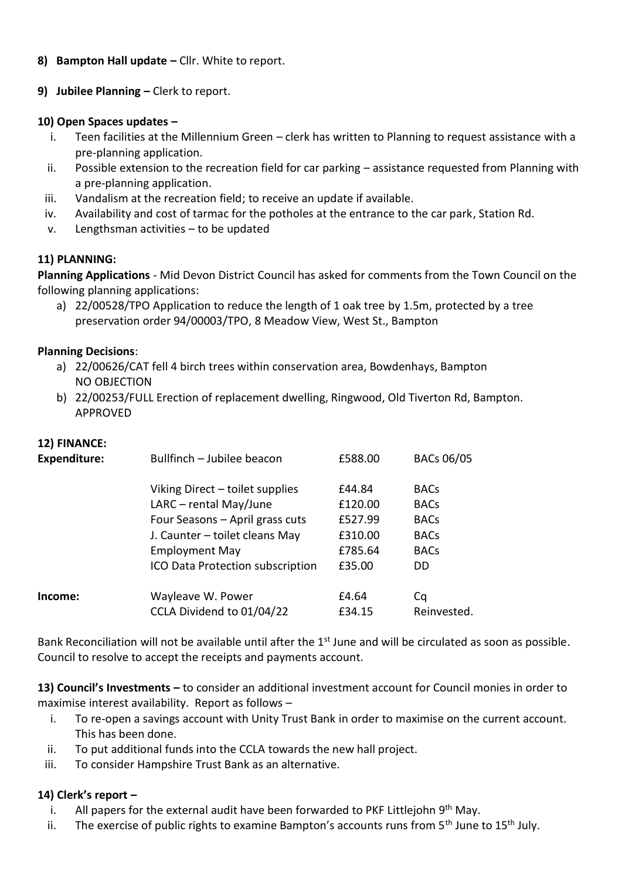**8) Bampton Hall update –** Cllr. White to report.

**9) Jubilee Planning –** Clerk to report.

**10) Open Spaces updates –**

i. Teen facilities at the Millennium Green – clerk has written to Planning to request assistance with a pre-planning application.
ii. Possible extension to the recreation field for car parking – assistance requested from Planning with a pre-planning application.
iii. Vandalism at the recreation field; to receive an update if available.
iv. Availability and cost of tarmac for the potholes at the entrance to the car park, Station Rd.
v. Lengthsman activities – to be updated

**11) PLANNING:**

**Planning Applications** - Mid Devon District Council has asked for comments from the Town Council on the following planning applications:

a) 22/00528/TPO Application to reduce the length of 1 oak tree by 1.5m, protected by a tree preservation order 94/00003/TPO, 8 Meadow View, West St., Bampton

**Planning Decisions**:

a) 22/00626/CAT fell 4 birch trees within conservation area, Bowdenhays, Bampton NO OBJECTION
b) 22/00253/FULL Erection of replacement dwelling, Ringwood, Old Tiverton Rd, Bampton. APPROVED

**12) FINANCE:**

| | | | |
|---|---|---|---|
| **Expenditure:** | Bullfinch – Jubilee beacon | £588.00 | BACs 06/05 |
| | Viking Direct – toilet supplies | £44.84 | BACs |
| | LARC – rental May/June | £120.00 | BACs |
| | Four Seasons – April grass cuts | £527.99 | BACs |
| | J. Caunter – toilet cleans May | £310.00 | BACs |
| | Employment May | £785.64 | BACs |
| | ICO Data Protection subscription | £35.00 | DD |
| **Income:** | Wayleave W. Power | £4.64 | Cq |
| | CCLA Dividend to 01/04/22 | £34.15 | Reinvested. |

Bank Reconciliation will not be available until after the 1st June and will be circulated as soon as possible. Council to resolve to accept the receipts and payments account.

**13) Council's Investments –** to consider an additional investment account for Council monies in order to maximise interest availability. Report as follows –

i. To re-open a savings account with Unity Trust Bank in order to maximise on the current account. This has been done.
ii. To put additional funds into the CCLA towards the new hall project.
iii. To consider Hampshire Trust Bank as an alternative.

**14) Clerk's report –**

i. All papers for the external audit have been forwarded to PKF Littlejohn 9th May.
ii. The exercise of public rights to examine Bampton's accounts runs from 5th June to 15th July.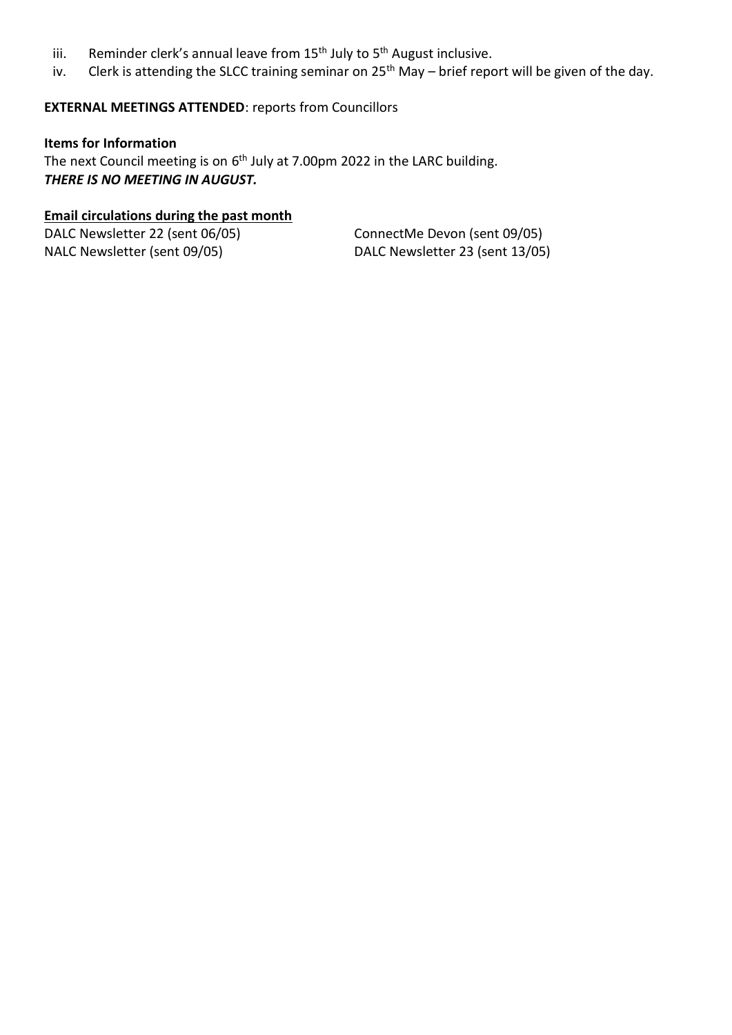iii. Reminder clerk's annual leave from 15th July to 5th August inclusive.
iv. Clerk is attending the SLCC training seminar on 25th May – brief report will be given of the day.

**EXTERNAL MEETINGS ATTENDED**: reports from Councillors

**Items for Information**

The next Council meeting is on 6th July at 7.00pm 2022 in the LARC building.
***THERE IS NO MEETING IN AUGUST.***

**Email circulations during the past month**

DALC Newsletter 22 (sent 06/05)
ConnectMe Devon (sent 09/05)
NALC Newsletter (sent 09/05)
DALC Newsletter 23 (sent 13/05)